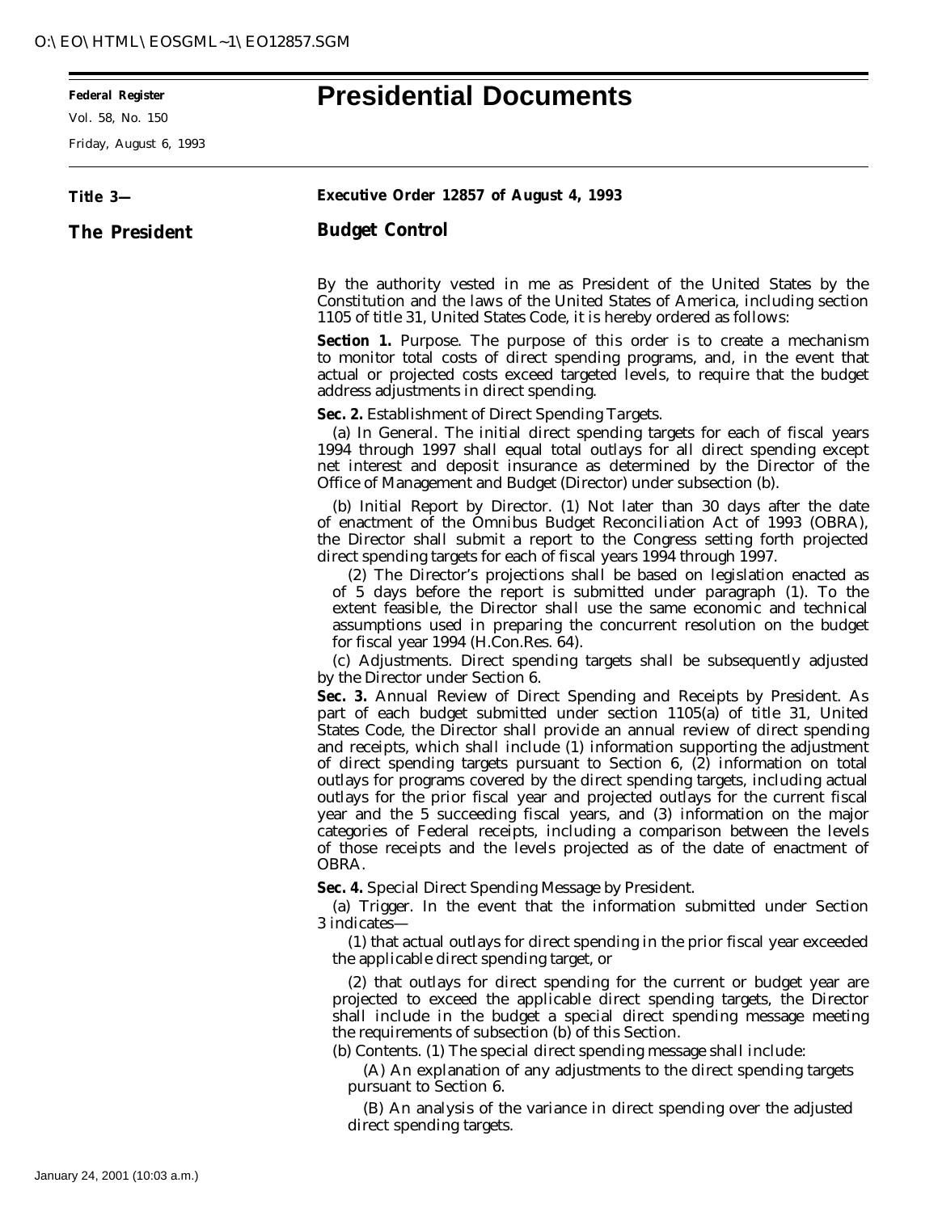**Federal Register**
Vol. 58, No. 150
Friday, August 6, 1993

# Presidential Documents

**Title 3—**

**The President**

**Executive Order 12857 of August 4, 1993**

## Budget Control

By the authority vested in me as President of the United States by the Constitution and the laws of the United States of America, including section 1105 of title 31, United States Code, it is hereby ordered as follows:

**Section 1.** Purpose. The purpose of this order is to create a mechanism to monitor total costs of direct spending programs, and, in the event that actual or projected costs exceed targeted levels, to require that the budget address adjustments in direct spending.

**Sec. 2.** Establishment of Direct Spending Targets.

(a) In General. The initial direct spending targets for each of fiscal years 1994 through 1997 shall equal total outlays for all direct spending except net interest and deposit insurance as determined by the Director of the Office of Management and Budget (Director) under subsection (b).

(b) Initial Report by Director. (1) Not later than 30 days after the date of enactment of the Omnibus Budget Reconciliation Act of 1993 (OBRA), the Director shall submit a report to the Congress setting forth projected direct spending targets for each of fiscal years 1994 through 1997.

(2) The Director's projections shall be based on legislation enacted as of 5 days before the report is submitted under paragraph (1). To the extent feasible, the Director shall use the same economic and technical assumptions used in preparing the concurrent resolution on the budget for fiscal year 1994 (H.Con.Res. 64).

(c) Adjustments. Direct spending targets shall be subsequently adjusted by the Director under Section 6.

**Sec. 3.** Annual Review of Direct Spending and Receipts by President. As part of each budget submitted under section 1105(a) of title 31, United States Code, the Director shall provide an annual review of direct spending and receipts, which shall include (1) information supporting the adjustment of direct spending targets pursuant to Section 6, (2) information on total outlays for programs covered by the direct spending targets, including actual outlays for the prior fiscal year and projected outlays for the current fiscal year and the 5 succeeding fiscal years, and (3) information on the major categories of Federal receipts, including a comparison between the levels of those receipts and the levels projected as of the date of enactment of OBRA.

**Sec. 4.** Special Direct Spending Message by President.

(a) Trigger. In the event that the information submitted under Section 3 indicates—

(1) that actual outlays for direct spending in the prior fiscal year exceeded the applicable direct spending target, or

(2) that outlays for direct spending for the current or budget year are projected to exceed the applicable direct spending targets, the Director shall include in the budget a special direct spending message meeting the requirements of subsection (b) of this Section.

(b) Contents. (1) The special direct spending message shall include:

(A) An explanation of any adjustments to the direct spending targets pursuant to Section 6.

(B) An analysis of the variance in direct spending over the adjusted direct spending targets.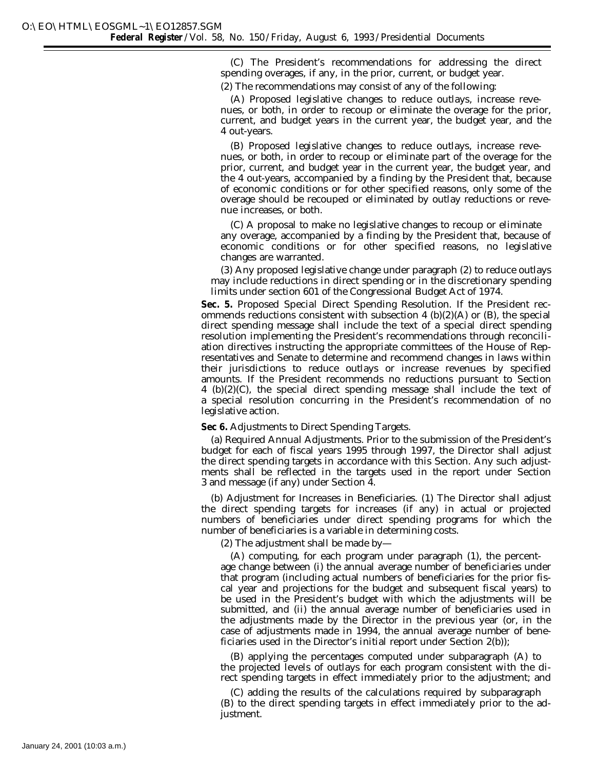(C) The President's recommendations for addressing the direct spending overages, if any, in the prior, current, or budget year.

(2) The recommendations may consist of any of the following:

(A) Proposed legislative changes to reduce outlays, increase revenues, or both, in order to recoup or eliminate the overage for the prior, current, and budget years in the current year, the budget year, and the 4 out-years.

(B) Proposed legislative changes to reduce outlays, increase revenues, or both, in order to recoup or eliminate part of the overage for the prior, current, and budget year in the current year, the budget year, and the 4 out-years, accompanied by a finding by the President that, because of economic conditions or for other specified reasons, only some of the overage should be recouped or eliminated by outlay reductions or revenue increases, or both.

(C) A proposal to make no legislative changes to recoup or eliminate any overage, accompanied by a finding by the President that, because of economic conditions or for other specified reasons, no legislative changes are warranted.

(3) Any proposed legislative change under paragraph (2) to reduce outlays may include reductions in direct spending or in the discretionary spending limits under section 601 of the Congressional Budget Act of 1974.

**Sec. 5.** *Proposed Special Direct Spending Resolution.* If the President recommends reductions consistent with subsection 4 (b)(2)(A) or (B), the special direct spending message shall include the text of a special direct spending resolution implementing the President's recommendations through reconciliation directives instructing the appropriate committees of the House of Representatives and Senate to determine and recommend changes in laws within their jurisdictions to reduce outlays or increase revenues by specified amounts. If the President recommends no reductions pursuant to Section 4 (b)(2)(C), the special direct spending message shall include the text of a special resolution concurring in the President's recommendation of no legislative action.

**Sec 6.** *Adjustments to Direct Spending Targets.*

(a) *Required Annual Adjustments.* Prior to the submission of the President's budget for each of fiscal years 1995 through 1997, the Director shall adjust the direct spending targets in accordance with this Section. Any such adjustments shall be reflected in the targets used in the report under Section 3 and message (if any) under Section 4.

(b) *Adjustment for Increases in Beneficiaries.* (1) The Director shall adjust the direct spending targets for increases (if any) in actual or projected numbers of beneficiaries under direct spending programs for which the number of beneficiaries is a variable in determining costs.

(2) The adjustment shall be made by—

(A) computing, for each program under paragraph (1), the percentage change between (i) the annual average number of beneficiaries under that program (including actual numbers of beneficiaries for the prior fiscal year and projections for the budget and subsequent fiscal years) to be used in the President's budget with which the adjustments will be submitted, and (ii) the annual average number of beneficiaries used in the adjustments made by the Director in the previous year (or, in the case of adjustments made in 1994, the annual average number of beneficiaries used in the Director's initial report under Section 2(b));

(B) applying the percentages computed under subparagraph (A) to the projected levels of outlays for each program consistent with the direct spending targets in effect immediately prior to the adjustment; and

(C) adding the results of the calculations required by subparagraph (B) to the direct spending targets in effect immediately prior to the adjustment.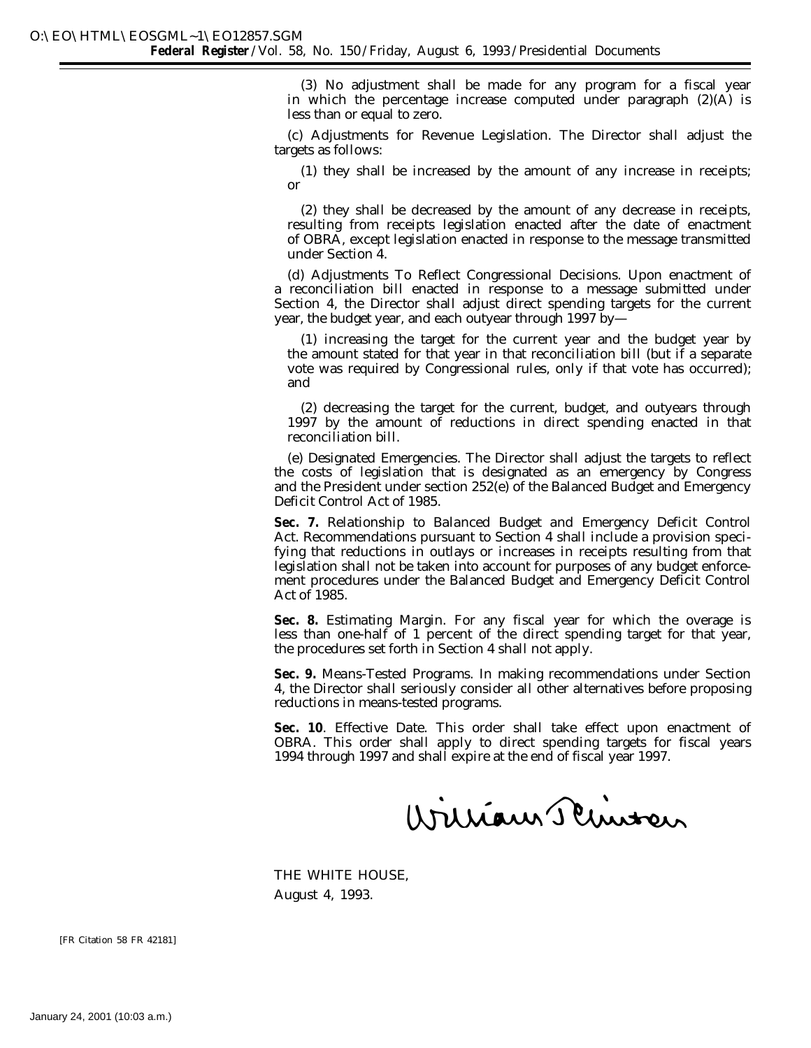(3) No adjustment shall be made for any program for a fiscal year in which the percentage increase computed under paragraph (2)(A) is less than or equal to zero.

(c) Adjustments for Revenue Legislation. The Director shall adjust the targets as follows:

(1) they shall be increased by the amount of any increase in receipts; or

(2) they shall be decreased by the amount of any decrease in receipts, resulting from receipts legislation enacted after the date of enactment of OBRA, except legislation enacted in response to the message transmitted under Section 4.

(d) Adjustments To Reflect Congressional Decisions. Upon enactment of a reconciliation bill enacted in response to a message submitted under Section 4, the Director shall adjust direct spending targets for the current year, the budget year, and each outyear through 1997 by—

(1) increasing the target for the current year and the budget year by the amount stated for that year in that reconciliation bill (but if a separate vote was required by Congressional rules, only if that vote has occurred); and

(2) decreasing the target for the current, budget, and outyears through 1997 by the amount of reductions in direct spending enacted in that reconciliation bill.

(e) Designated Emergencies. The Director shall adjust the targets to reflect the costs of legislation that is designated as an emergency by Congress and the President under section 252(e) of the Balanced Budget and Emergency Deficit Control Act of 1985.

**Sec. 7.** Relationship to Balanced Budget and Emergency Deficit Control Act. Recommendations pursuant to Section 4 shall include a provision specifying that reductions in outlays or increases in receipts resulting from that legislation shall not be taken into account for purposes of any budget enforcement procedures under the Balanced Budget and Emergency Deficit Control Act of 1985.

**Sec. 8.** Estimating Margin. For any fiscal year for which the overage is less than one-half of 1 percent of the direct spending target for that year, the procedures set forth in Section 4 shall not apply.

**Sec. 9.** Means-Tested Programs. In making recommendations under Section 4, the Director shall seriously consider all other alternatives before proposing reductions in means-tested programs.

**Sec. 10**. Effective Date. This order shall take effect upon enactment of OBRA. This order shall apply to direct spending targets for fiscal years 1994 through 1997 and shall expire at the end of fiscal year 1997.

William J. Clinton

THE WHITE HOUSE,
August 4, 1993.

[FR Citation 58 FR 42181]